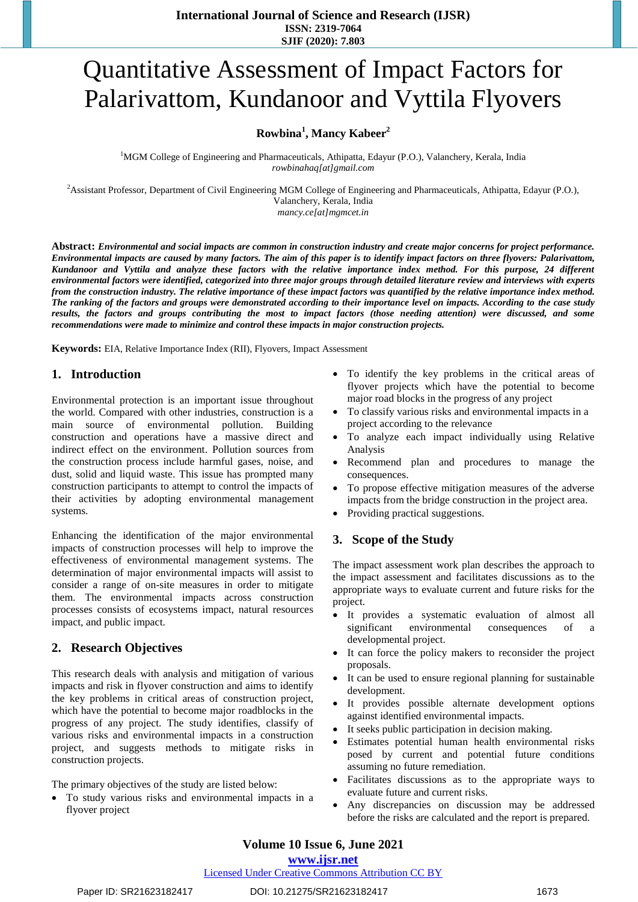# Quantitative Assessment of Impact Factors for Palarivattom, Kundanoor and Vyttila Flyovers

**Rowbina[1], Mancy Kabeer[2]**

[1]MGM College of Engineering and Pharmaceuticals, Athipatta, Edayur (P.O.), Valanchery, Kerala, India
*rowbinahaq[at]gmail.com*

[2]Assistant Professor, Department of Civil Engineering MGM College of Engineering and Pharmaceuticals, Athipatta, Edayur (P.O.), Valanchery, Kerala, India
*mancy.ce[at]mgmcet.in*

**Abstract:** ***Environmental and social impacts are common in construction industry and create major concerns for project performance. Environmental impacts are caused by many factors. The aim of this paper is to identify impact factors on three flyovers: Palarivattom, Kundanoor and Vyttila and analyze these factors with the relative importance index method. For this purpose, 24 different environmental factors were identified, categorized into three major groups through detailed literature review and interviews with experts from the construction industry. The relative importance of these impact factors was quantified by the relative importance index method. The ranking of the factors and groups were demonstrated according to their importance level on impacts. According to the case study results, the factors and groups contributing the most to impact factors (those needing attention) were discussed, and some recommendations were made to minimize and control these impacts in major construction projects.***

**Keywords:** EIA, Relative Importance Index (RII), Flyovers, Impact Assessment

## 1. Introduction

Environmental protection is an important issue throughout the world. Compared with other industries, construction is a main source of environmental pollution. Building construction and operations have a massive direct and indirect effect on the environment. Pollution sources from the construction process include harmful gases, noise, and dust, solid and liquid waste. This issue has prompted many construction participants to attempt to control the impacts of their activities by adopting environmental management systems.

Enhancing the identification of the major environmental impacts of construction processes will help to improve the effectiveness of environmental management systems. The determination of major environmental impacts will assist to consider a range of on-site measures in order to mitigate them. The environmental impacts across construction processes consists of ecosystems impact, natural resources impact, and public impact.

## 2. Research Objectives

This research deals with analysis and mitigation of various impacts and risk in flyover construction and aims to identify the key problems in critical areas of construction project, which have the potential to become major roadblocks in the progress of any project. The study identifies, classify of various risks and environmental impacts in a construction project, and suggests methods to mitigate risks in construction projects.

The primary objectives of the study are listed below:

- To study various risks and environmental impacts in a flyover project
- To identify the key problems in the critical areas of flyover projects which have the potential to become major road blocks in the progress of any project
- To classify various risks and environmental impacts in a project according to the relevance
- To analyze each impact individually using Relative Analysis
- Recommend plan and procedures to manage the consequences.
- To propose effective mitigation measures of the adverse impacts from the bridge construction in the project area.
- Providing practical suggestions.

## 3. Scope of the Study

The impact assessment work plan describes the approach to the impact assessment and facilitates discussions as to the appropriate ways to evaluate current and future risks for the project.

- It provides a systematic evaluation of almost all significant environmental consequences of a developmental project.
- It can force the policy makers to reconsider the project proposals.
- It can be used to ensure regional planning for sustainable development.
- It provides possible alternate development options against identified environmental impacts.
- It seeks public participation in decision making.
- Estimates potential human health environmental risks posed by current and potential future conditions assuming no future remediation.
- Facilitates discussions as to the appropriate ways to evaluate future and current risks.
- Any discrepancies on discussion may be addressed before the risks are calculated and the report is prepared.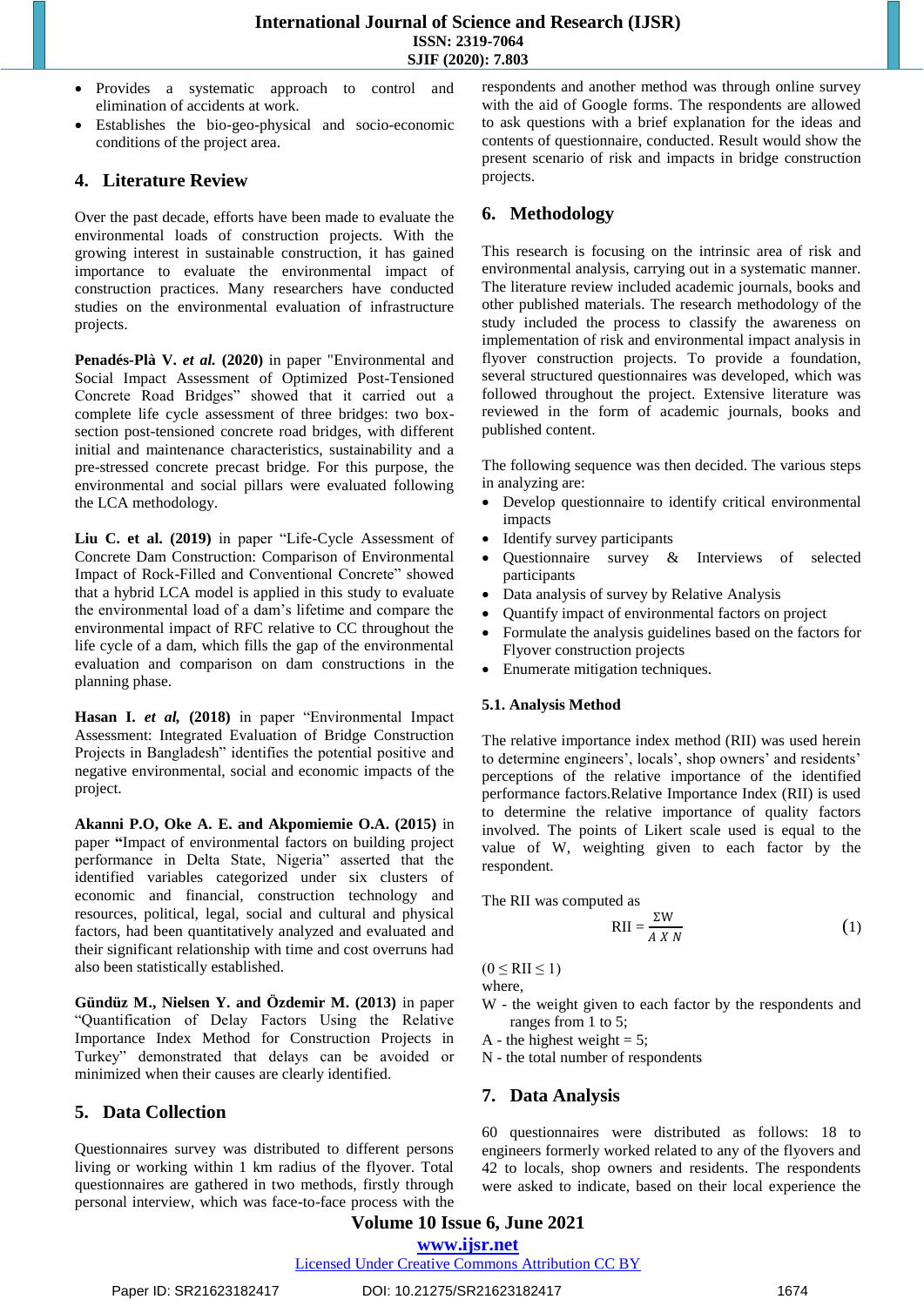- Provides a systematic approach to control and elimination of accidents at work.
- Establishes the bio-geo-physical and socio-economic conditions of the project area.

## 4. Literature Review

Over the past decade, efforts have been made to evaluate the environmental loads of construction projects. With the growing interest in sustainable construction, it has gained importance to evaluate the environmental impact of construction practices. Many researchers have conducted studies on the environmental evaluation of infrastructure projects.

**Penadés-Plà V. *et al.* (2020)** in paper "Environmental and Social Impact Assessment of Optimized Post-Tensioned Concrete Road Bridges" showed that it carried out a complete life cycle assessment of three bridges: two box-section post-tensioned concrete road bridges, with different initial and maintenance characteristics, sustainability and a pre-stressed precast concrete bridge. For this purpose, the environmental and social pillars were evaluated following the LCA methodology.

**Liu C. et al. (2019)** in paper "Life-Cycle Assessment of Concrete Dam Construction: Comparison of Environmental Impact of Rock-Filled and Conventional Concrete" showed that a hybrid LCA model is applied in this study to evaluate the environmental load of a dam's lifetime and compare the environmental impact of RFC relative to CC throughout the life cycle of a dam, which fills the gap of the environmental evaluation and comparison on dam constructions in the planning phase.

**Hasan I. *et al,* (2018)** in paper "Environmental Impact Assessment: Integrated Evaluation of Bridge Construction Projects in Bangladesh" identifies the potential positive and negative environmental, social and economic impacts of the project.

**Akanni P.O, Oke A. E. and Akpomiemie O.A. (2015)** in paper **"**Impact of environmental factors on building project performance in Delta State, Nigeria" asserted that the identified variables categorized under six clusters of economic and financial, construction technology and resources, political, legal, social and cultural and physical factors, had been quantitatively analyzed and evaluated and their significant relationship with time and cost overruns had also been statistically established.

**Gündüz M., Nielsen Y. and Özdemir M. (2013)** in paper "Quantification of Delay Factors Using the Relative Importance Index Method for Construction Projects in Turkey" demonstrated that delays can be avoided or minimized when their causes are clearly identified.

## 5. Data Collection

Questionnaires survey was distributed to different persons living or working within 1 km radius of the flyover. Total questionnaires are gathered in two methods, firstly through personal interview, which was face-to-face process with the respondents and another method was through online survey with the aid of Google forms. The respondents are allowed to ask questions with a brief explanation for the ideas and contents of questionnaire, conducted. Result would show the present scenario of risk and impacts in bridge construction projects.

## 6. Methodology

This research is focusing on the intrinsic area of risk and environmental analysis, carrying out in a systematic manner. The literature review included academic journals, books and other published materials. The research methodology of the study included the process to classify the awareness on implementation of risk and environmental impact analysis in flyover construction projects. To provide a foundation, several structured questionnaires was developed, which was followed throughout the project. Extensive literature was reviewed in the form of academic journals, books and published content.

The following sequence was then decided. The various steps in analyzing are:

- Develop questionnaire to identify critical environmental impacts
- Identify survey participants
- Questionnaire survey & Interviews of selected participants
- Data analysis of survey by Relative Analysis
- Quantify impact of environmental factors on project
- Formulate the analysis guidelines based on the factors for Flyover construction projects
- Enumerate mitigation techniques.

### 5.1. Analysis Method

The relative importance index method (RII) was used herein to determine engineers', locals', shop owners' and residents' perceptions of the relative importance of the identified performance factors.Relative Importance Index (RII) is used to determine the relative importance of quality factors involved. The points of Likert scale used is equal to the value of W, weighting given to each factor by the respondent.

The RII was computed as

$$\text{RII} = \frac{\Sigma W}{A \times N} \tag{1}$$

$(0 \leq \text{RII} \leq 1)$

where,

W - the weight given to each factor by the respondents and ranges from 1 to 5;

A - the highest weight = 5;

N - the total number of respondents

## 7. Data Analysis

60 questionnaires were distributed as follows: 18 to engineers formerly worked related to any of the flyovers and 42 to locals, shop owners and residents. The respondents were asked to indicate, based on their local experience the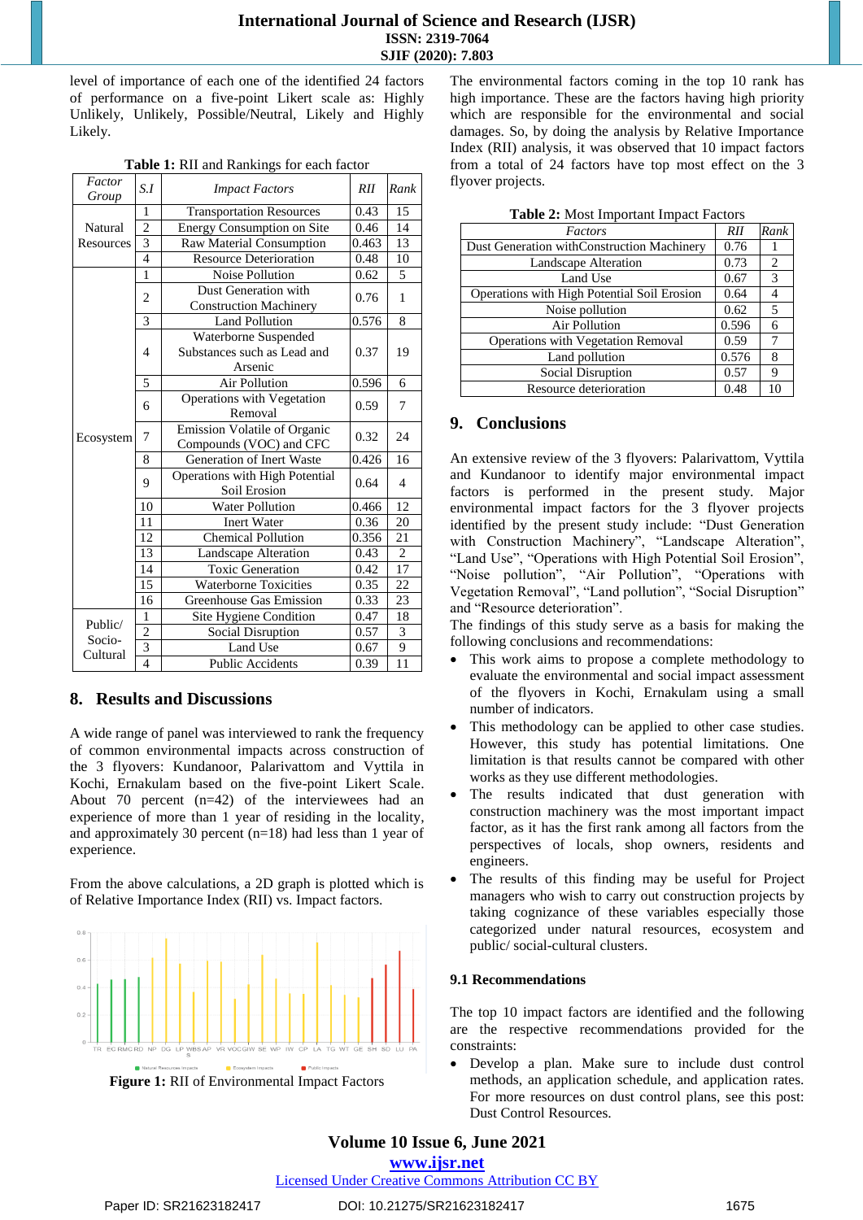level of importance of each one of the identified 24 factors of performance on a five-point Likert scale as: Highly Unlikely, Unlikely, Possible/Neutral, Likely and Highly Likely.

**Table 1:** RII and Rankings for each factor

| *Factor Group* | *S.I* | *Impact Factors* | *RII* | *Rank* |
|---|---|---|---|---|
| Natural Resources | 1 | Transportation Resources | 0.43 | 15 |
| | 2 | Energy Consumption on Site | 0.46 | 14 |
| | 3 | Raw Material Consumption | 0.463 | 13 |
| | 4 | Resource Deterioration | 0.48 | 10 |
| Ecosystem | 1 | Noise Pollution | 0.62 | 5 |
| | 2 | Dust Generation with Construction Machinery | 0.76 | 1 |
| | 3 | Land Pollution | 0.576 | 8 |
| | 4 | Waterborne Suspended Substances such as Lead and Arsenic | 0.37 | 19 |
| | 5 | Air Pollution | 0.596 | 6 |
| | 6 | Operations with Vegetation Removal | 0.59 | 7 |
| | 7 | Emission Volatile of Organic Compounds (VOC) and CFC | 0.32 | 24 |
| | 8 | Generation of Inert Waste | 0.426 | 16 |
| | 9 | Operations with High Potential Soil Erosion | 0.64 | 4 |
| | 10 | Water Pollution | 0.466 | 12 |
| | 11 | Inert Water | 0.36 | 20 |
| | 12 | Chemical Pollution | 0.356 | 21 |
| | 13 | Landscape Alteration | 0.43 | 2 |
| | 14 | Toxic Generation | 0.42 | 17 |
| | 15 | Waterborne Toxicities | 0.35 | 22 |
| | 16 | Greenhouse Gas Emission | 0.33 | 23 |
| Public/ Socio-Cultural | 1 | Site Hygiene Condition | 0.47 | 18 |
| | 2 | Social Disruption | 0.57 | 3 |
| | 3 | Land Use | 0.67 | 9 |
| | 4 | Public Accidents | 0.39 | 11 |

## 8. Results and Discussions

A wide range of panel was interviewed to rank the frequency of common environmental impacts across construction of the 3 flyovers: Kundanoor, Palarivattom and Vyttila in Kochi, Ernakulam based on the five-point Likert Scale. About 70 percent (n=42) of the interviewees had an experience of more than 1 year of residing in the locality, and approximately 30 percent (n=18) had less than 1 year of experience.

From the above calculations, a 2D graph is plotted which is of Relative Importance Index (RII) vs. Impact factors.

**Figure 1:** RII of Environmental Impact Factors

The environmental factors coming in the top 10 rank has high importance. These are the factors having high priority which are responsible for the environmental and social damages. So, by doing the analysis by Relative Importance Index (RII) analysis, it was observed that 10 impact factors from a total of 24 factors have top most effect on the 3 flyover projects.

**Table 2:** Most Important Impact Factors

| *Factors* | *RII* | *Rank* |
|---|---|---|
| Dust Generation withConstruction Machinery | 0.76 | 1 |
| Landscape Alteration | 0.73 | 2 |
| Land Use | 0.67 | 3 |
| Operations with High Potential Soil Erosion | 0.64 | 4 |
| Noise pollution | 0.62 | 5 |
| Air Pollution | 0.596 | 6 |
| Operations with Vegetation Removal | 0.59 | 7 |
| Land pollution | 0.576 | 8 |
| Social Disruption | 0.57 | 9 |
| Resource deterioration | 0.48 | 10 |

## 9. Conclusions

An extensive review of the 3 flyovers: Palarivattom, Vyttila and Kundanoor to identify major environmental impact factors is performed in the present study. Major environmental impact factors for the 3 flyover projects identified by the present study include: "Dust Generation with Construction Machinery", "Landscape Alteration", "Land Use", "Operations with High Potential Soil Erosion", "Noise pollution", "Air Pollution", "Operations with Vegetation Removal", "Land pollution", "Social Disruption" and "Resource deterioration".

The findings of this study serve as a basis for making the following conclusions and recommendations:

- This work aims to propose a complete methodology to evaluate the environmental and social impact assessment of the flyovers in Kochi, Ernakulam using a small number of indicators.
- This methodology can be applied to other case studies. However, this study has potential limitations. One limitation is that results cannot be compared with other works as they use different methodologies.
- The results indicated that dust generation with construction machinery was the most important impact factor, as it has the first rank among all factors from the perspectives of locals, shop owners, residents and engineers.
- The results of this finding may be useful for Project managers who wish to carry out construction projects by taking cognizance of these variables especially those categorized under natural resources, ecosystem and public/ social-cultural clusters.

### 9.1 Recommendations

The top 10 impact factors are identified and the following are the respective recommendations provided for the constraints:

- Develop a plan. Make sure to include dust control methods, an application schedule, and application rates. For more resources on dust control plans, see this post: Dust Control Resources.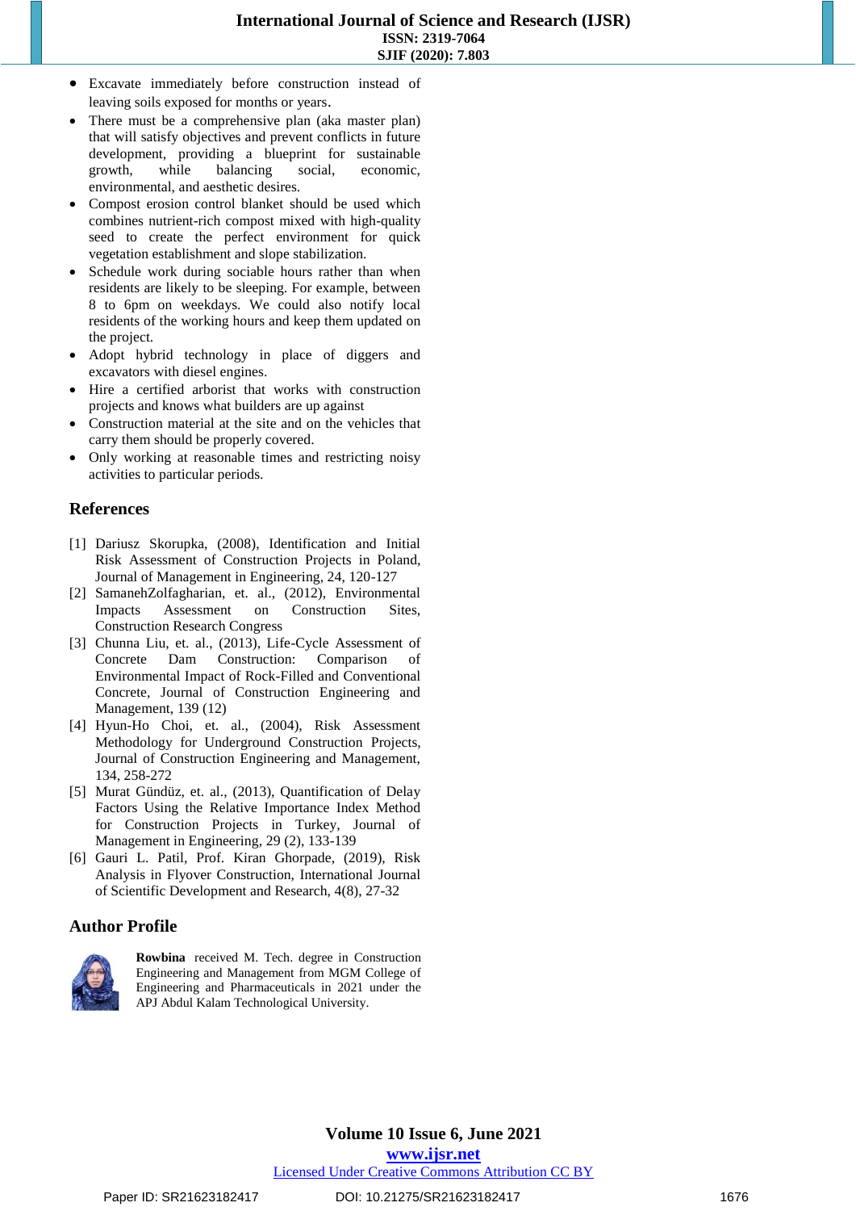- Excavate immediately before construction instead of leaving soils exposed for months or years.
- There must be a comprehensive plan (aka master plan) that will satisfy objectives and prevent conflicts in future development, providing a blueprint for sustainable growth, while balancing social, economic, environmental, and aesthetic desires.
- Compost erosion control blanket should be used which combines nutrient-rich compost mixed with high-quality seed to create the perfect environment for quick vegetation establishment and slope stabilization.
- Schedule work during sociable hours rather than when residents are likely to be sleeping. For example, between 8 to 6pm on weekdays. We could also notify local residents of the working hours and keep them updated on the project.
- Adopt hybrid technology in place of diggers and excavators with diesel engines.
- Hire a certified arborist that works with construction projects and knows what builders are up against
- Construction material at the site and on the vehicles that carry them should be properly covered.
- Only working at reasonable times and restricting noisy activities to particular periods.

## References

[1] Dariusz Skorupka, (2008), Identification and Initial Risk Assessment of Construction Projects in Poland, Journal of Management in Engineering, 24, 120-127

[2] SamanehZolfagharian, et. al., (2012), Environmental Impacts Assessment on Construction Sites, Construction Research Congress

[3] Chunna Liu, et. al., (2013), Life-Cycle Assessment of Concrete Dam Construction: Comparison of Environmental Impact of Rock-Filled and Conventional Concrete, Journal of Construction Engineering and Management, 139 (12)

[4] Hyun-Ho Choi, et. al., (2004), Risk Assessment Methodology for Underground Construction Projects, Journal of Construction Engineering and Management, 134, 258-272

[5] Murat Gündüz, et. al., (2013), Quantification of Delay Factors Using the Relative Importance Index Method for Construction Projects in Turkey, Journal of Management in Engineering, 29 (2), 133-139

[6] Gauri L. Patil, Prof. Kiran Ghorpade, (2019), Risk Analysis in Flyover Construction, International Journal of Scientific Development and Research, 4(8), 27-32

## Author Profile

**Rowbina** received M. Tech. degree in Construction Engineering and Management from MGM College of Engineering and Pharmaceuticals in 2021 under the APJ Abdul Kalam Technological University.